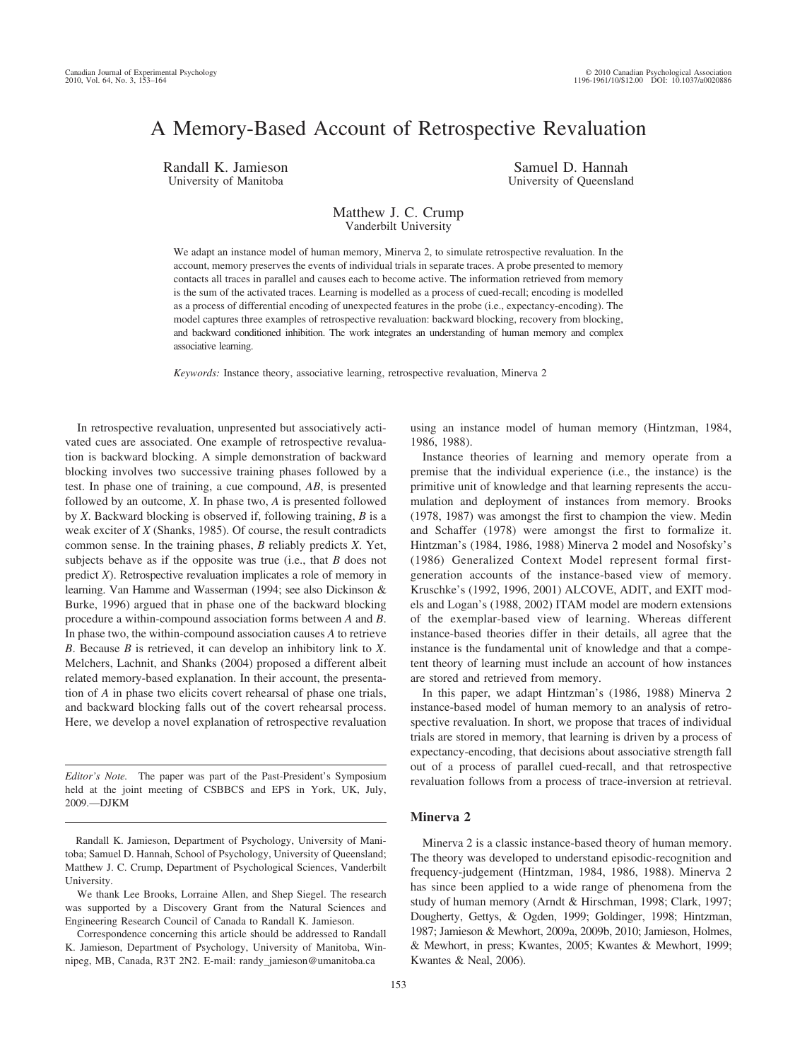# A Memory-Based Account of Retrospective Revaluation

Randall K. Jamieson
University of Manitoba

Samuel D. Hannah
University of Queensland

Matthew J. C. Crump
Vanderbilt University

We adapt an instance model of human memory, Minerva 2, to simulate retrospective revaluation. In the account, memory preserves the events of individual trials in separate traces. A probe presented to memory contacts all traces in parallel and causes each to become active. The information retrieved from memory is the sum of the activated traces. Learning is modelled as a process of cued-recall; encoding is modelled as a process of differential encoding of unexpected features in the probe (i.e., expectancy-encoding). The model captures three examples of retrospective revaluation: backward blocking, recovery from blocking, and backward conditioned inhibition. The work integrates an understanding of human memory and complex associative learning.

*Keywords:* Instance theory, associative learning, retrospective revaluation, Minerva 2

In retrospective revaluation, unpresented but associatively activated cues are associated. One example of retrospective revaluation is backward blocking. A simple demonstration of backward blocking involves two successive training phases followed by a test. In phase one of training, a cue compound, *AB*, is presented followed by an outcome, *X*. In phase two, *A* is presented followed by *X*. Backward blocking is observed if, following training, *B* is a weak exciter of *X* (Shanks, 1985). Of course, the result contradicts common sense. In the training phases, *B* reliably predicts *X*. Yet, subjects behave as if the opposite was true (i.e., that *B* does not predict *X*). Retrospective revaluation implicates a role of memory in learning. Van Hamme and Wasserman (1994; see also Dickinson & Burke, 1996) argued that in phase one of the backward blocking procedure a within-compound association forms between *A* and *B*. In phase two, the within-compound association causes *A* to retrieve *B*. Because *B* is retrieved, it can develop an inhibitory link to *X*. Melchers, Lachnit, and Shanks (2004) proposed a different albeit related memory-based explanation. In their account, the presentation of *A* in phase two elicits covert rehearsal of phase one trials, and backward blocking falls out of the covert rehearsal process. Here, we develop a novel explanation of retrospective revaluation using an instance model of human memory (Hintzman, 1984, 1986, 1988).

Instance theories of learning and memory operate from a premise that the individual experience (i.e., the instance) is the primitive unit of knowledge and that learning represents the accumulation and deployment of instances from memory. Brooks (1978, 1987) was amongst the first to champion the view. Medin and Schaffer (1978) were amongst the first to formalize it. Hintzman's (1984, 1986, 1988) Minerva 2 model and Nosofsky's (1986) Generalized Context Model represent formal first-generation accounts of the instance-based view of memory. Kruschke's (1992, 1996, 2001) ALCOVE, ADIT, and EXIT models and Logan's (1988, 2002) ITAM model are modern extensions of the exemplar-based view of learning. Whereas different instance-based theories differ in their details, all agree that the instance is the fundamental unit of knowledge and that a competent theory of learning must include an account of how instances are stored and retrieved from memory.

In this paper, we adapt Hintzman's (1986, 1988) Minerva 2 instance-based model of human memory to an analysis of retrospective revaluation. In short, we propose that traces of individual trials are stored in memory, that learning is driven by a process of expectancy-encoding, that decisions about associative strength fall out of a process of parallel cued-recall, and that retrospective revaluation follows from a process of trace-inversion at retrieval.

## Minerva 2

Minerva 2 is a classic instance-based theory of human memory. The theory was developed to understand episodic-recognition and frequency-judgement (Hintzman, 1984, 1986, 1988). Minerva 2 has since been applied to a wide range of phenomena from the study of human memory (Arndt & Hirschman, 1998; Clark, 1997; Dougherty, Gettys, & Ogden, 1999; Goldinger, 1998; Hintzman, 1987; Jamieson & Mewhort, 2009a, 2009b, 2010; Jamieson, Holmes, & Mewhort, in press; Kwantes, 2005; Kwantes & Mewhort, 1999; Kwantes & Neal, 2006).

*Editor's Note.* The paper was part of the Past-President's Symposium held at the joint meeting of CSBBCS and EPS in York, UK, July, 2009.—DJKM

Randall K. Jamieson, Department of Psychology, University of Manitoba; Samuel D. Hannah, School of Psychology, University of Queensland; Matthew J. C. Crump, Department of Psychological Sciences, Vanderbilt University.

We thank Lee Brooks, Lorraine Allen, and Shep Siegel. The research was supported by a Discovery Grant from the Natural Sciences and Engineering Research Council of Canada to Randall K. Jamieson.

Correspondence concerning this article should be addressed to Randall K. Jamieson, Department of Psychology, University of Manitoba, Winnipeg, MB, Canada, R3T 2N2. E-mail: randy_jamieson@umanitoba.ca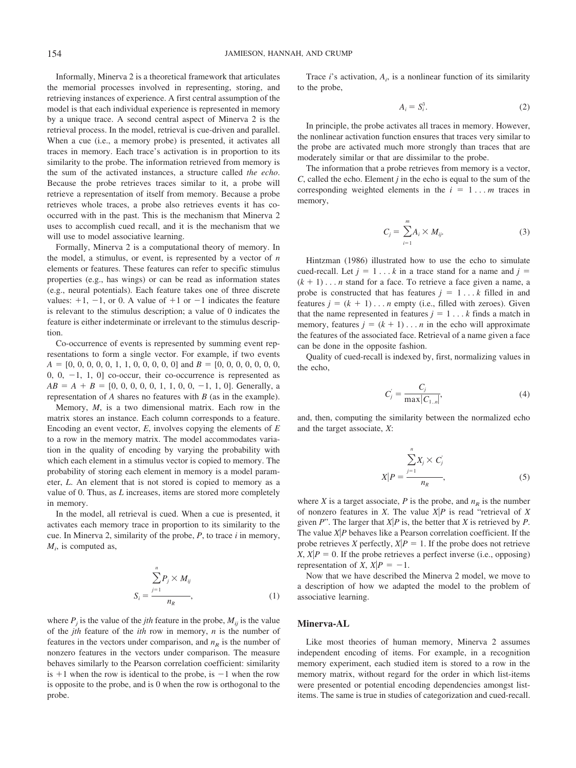Informally, Minerva 2 is a theoretical framework that articulates the memorial processes involved in representing, storing, and retrieving instances of experience. A first central assumption of the model is that each individual experience is represented in memory by a unique trace. A second central aspect of Minerva 2 is the retrieval process. In the model, retrieval is cue-driven and parallel. When a cue (i.e., a memory probe) is presented, it activates all traces in memory. Each trace's activation is in proportion to its similarity to the probe. The information retrieved from memory is the sum of the activated instances, a structure called *the echo*. Because the probe retrieves traces similar to it, a probe will retrieve a representation of itself from memory. Because a probe retrieves whole traces, a probe also retrieves events it has co-occurred with in the past. This is the mechanism that Minerva 2 uses to accomplish cued recall, and it is the mechanism that we will use to model associative learning.

Formally, Minerva 2 is a computational theory of memory. In the model, a stimulus, or event, is represented by a vector of $n$ elements or features. These features can refer to specific stimulus properties (e.g., has wings) or can be read as information states (e.g., neural potentials). Each feature takes one of three discrete values: $+1$, $-1$, or 0. A value of $+1$ or $-1$ indicates the feature is relevant to the stimulus description; a value of 0 indicates the feature is either indeterminate or irrelevant to the stimulus description.

Co-occurrence of events is represented by summing event representations to form a single vector. For example, if two events $A = [0, 0, 0, 0, 0, 1, 1, 0, 0, 0, 0, 0]$ and $B = [0, 0, 0, 0, 0, 0, 0, 0, -1, 1, 0]$ co-occur, their co-occurrence is represented as $AB = A + B = [0, 0, 0, 0, 0, 1, 1, 0, 0, -1, 1, 0]$. Generally, a representation of $A$ shares no features with $B$ (as in the example).

Memory, $M$, is a two dimensional matrix. Each row in the matrix stores an instance. Each column corresponds to a feature. Encoding an event vector, $E$, involves copying the elements of $E$ to a row in the memory matrix. The model accommodates variation in the quality of encoding by varying the probability with which each element in a stimulus vector is copied to memory. The probability of storing each element in memory is a model parameter, $L$. An element that is not stored is copied to memory as a value of 0. Thus, as $L$ increases, items are stored more completely in memory.

In the model, all retrieval is cued. When a cue is presented, it activates each memory trace in proportion to its similarity to the cue. In Minerva 2, similarity of the probe, $P$, to trace $i$ in memory, $M_i$, is computed as,

$$S_i = \frac{\sum_{j=1}^{n} P_j \times M_{ij}}{n_R}, \tag{1}$$

where $P_j$ is the value of the *jth* feature in the probe, $M_{ij}$ is the value of the *jth* feature of the *ith* row in memory, $n$ is the number of features in the vectors under comparison, and $n_R$ is the number of nonzero features in the vectors under comparison. The measure behaves similarly to the Pearson correlation coefficient: similarity is $+1$ when the row is identical to the probe, is $-1$ when the row is opposite to the probe, and is 0 when the row is orthogonal to the probe.

Trace $i$'s activation, $A_i$, is a nonlinear function of its similarity to the probe,

$$A_i = S_i^3. \tag{2}$$

In principle, the probe activates all traces in memory. However, the nonlinear activation function ensures that traces very similar to the probe are activated much more strongly than traces that are moderately similar or that are dissimilar to the probe.

The information that a probe retrieves from memory is a vector, $C$, called the echo. Element $j$ in the echo is equal to the sum of the corresponding weighted elements in the $i = 1 \ldots m$ traces in memory,

$$C_j = \sum_{i=1}^{m} A_i \times M_{ij}. \tag{3}$$

Hintzman (1986) illustrated how to use the echo to simulate cued-recall. Let $j = 1 \ldots k$ in a trace stand for a name and $j = (k + 1) \ldots n$ stand for a face. To retrieve a face given a name, a probe is constructed that has features $j = 1 \ldots k$ filled in and features $j = (k + 1) \ldots n$ empty (i.e., filled with zeroes). Given that the name represented in features $j = 1 \ldots k$ finds a match in memory, features $j = (k + 1) \ldots n$ in the echo will approximate the features of the associated face. Retrieval of a name given a face can be done in the opposite fashion.

Quality of cued-recall is indexed by, first, normalizing values in the echo,

$$C_j' = \frac{C_j}{\max|C_{1..n}|}, \tag{4}$$

and, then, computing the similarity between the normalized echo and the target associate, $X$:

$$X|P = \frac{\sum_{j=1}^{n} X_j \times C_j'}{n_R}, \tag{5}$$

where $X$ is a target associate, $P$ is the probe, and $n_R$ is the number of nonzero features in $X$. The value $X|P$ is read "retrieval of $X$ given $P$". The larger that $X|P$ is, the better that $X$ is retrieved by $P$. The value $X|P$ behaves like a Pearson correlation coefficient. If the probe retrieves $X$ perfectly, $X|P = 1$. If the probe does not retrieve $X$, $X|P = 0$. If the probe retrieves a perfect inverse (i.e., opposing) representation of $X$, $X|P = -1$.

Now that we have described the Minerva 2 model, we move to a description of how we adapted the model to the problem of associative learning.

## Minerva-AL

Like most theories of human memory, Minerva 2 assumes independent encoding of items. For example, in a recognition memory experiment, each studied item is stored to a row in the memory matrix, without regard for the order in which list-items were presented or potential encoding dependencies amongst list-items. The same is true in studies of categorization and cued-recall.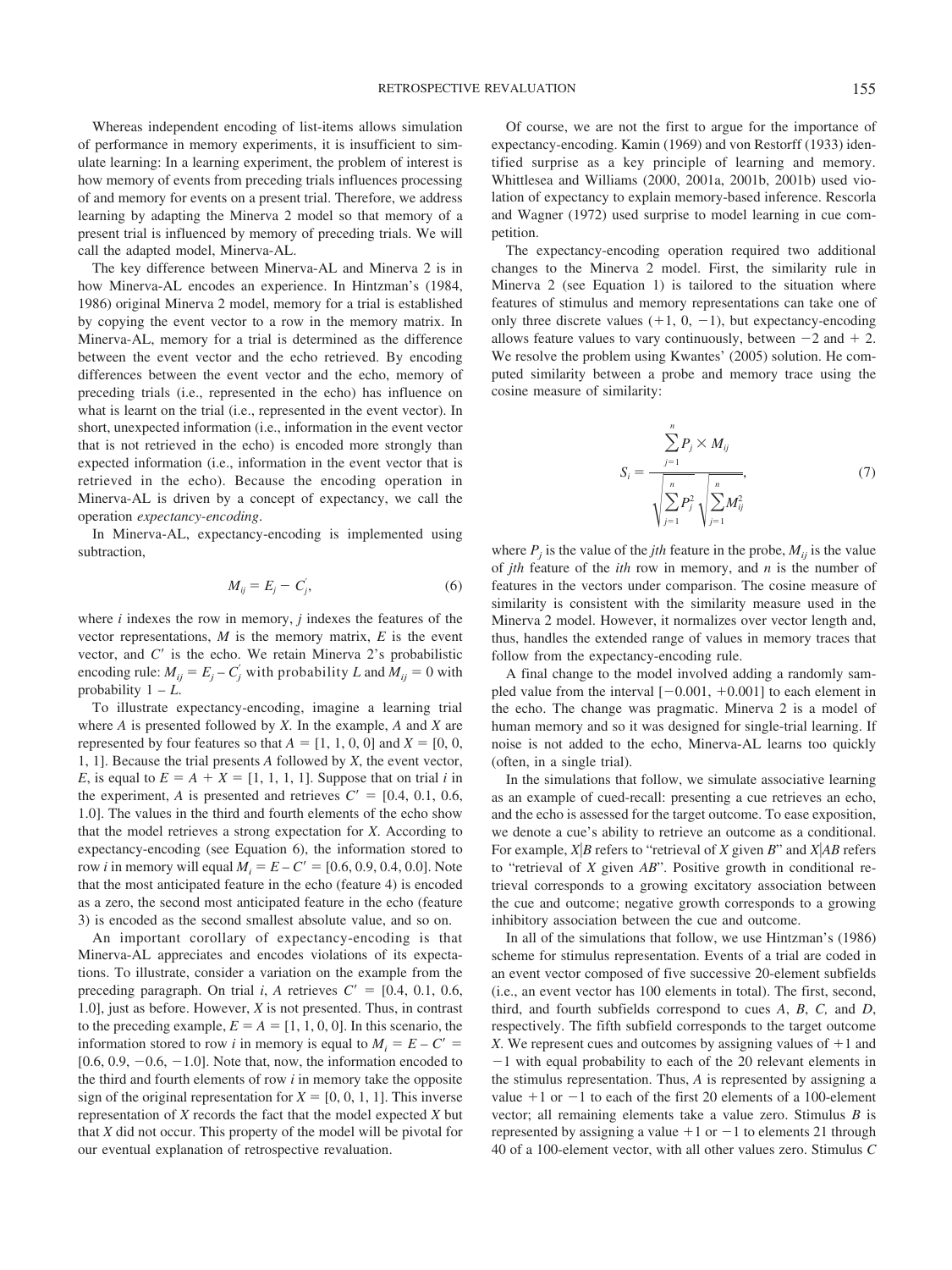Whereas independent encoding of list-items allows simulation of performance in memory experiments, it is insufficient to simulate learning: In a learning experiment, the problem of interest is how memory of events from preceding trials influences processing of and memory for events on a present trial. Therefore, we address learning by adapting the Minerva 2 model so that memory of a present trial is influenced by memory of preceding trials. We will call the adapted model, Minerva-AL.

The key difference between Minerva-AL and Minerva 2 is in how Minerva-AL encodes an experience. In Hintzman's (1984, 1986) original Minerva 2 model, memory for a trial is established by copying the event vector to a row in the memory matrix. In Minerva-AL, memory for a trial is determined as the difference between the event vector and the echo retrieved. By encoding differences between the event vector and the echo, memory of preceding trials (i.e., represented in the echo) has influence on what is learnt on the trial (i.e., represented in the event vector). In short, unexpected information (i.e., information in the event vector that is not retrieved in the echo) is encoded more strongly than expected information (i.e., information in the event vector that is retrieved in the echo). Because the encoding operation in Minerva-AL is driven by a concept of expectancy, we call the operation *expectancy-encoding*.

In Minerva-AL, expectancy-encoding is implemented using subtraction,

$$M_{ij} = E_j - C'_j, \tag{6}$$

where $i$ indexes the row in memory, $j$ indexes the features of the vector representations, $M$ is the memory matrix, $E$ is the event vector, and $C'$ is the echo. We retain Minerva 2's probabilistic encoding rule: $M_{ij} = E_j - C'_j$ with probability $L$ and $M_{ij} = 0$ with probability $1 - L$.

To illustrate expectancy-encoding, imagine a learning trial where $A$ is presented followed by $X$. In the example, $A$ and $X$ are represented by four features so that $A = [1, 1, 0, 0]$ and $X = [0, 0, 1, 1]$. Because the trial presents $A$ followed by $X$, the event vector, $E$, is equal to $E = A + X = [1, 1, 1, 1]$. Suppose that on trial $i$ in the experiment, $A$ is presented and retrieves $C' = [0.4, 0.1, 0.6, 1.0]$. The values in the third and fourth elements of the echo show that the model retrieves a strong expectation for $X$. According to expectancy-encoding (see Equation 6), the information stored to row $i$ in memory will equal $M_i = E - C' = [0.6, 0.9, 0.4, 0.0]$. Note that the most anticipated feature in the echo (feature 4) is encoded as a zero, the second most anticipated feature in the echo (feature 3) is encoded as the second smallest absolute value, and so on.

An important corollary of expectancy-encoding is that Minerva-AL appreciates and encodes violations of its expectations. To illustrate, consider a variation on the example from the preceding paragraph. On trial $i$, $A$ retrieves $C' = [0.4, 0.1, 0.6, 1.0]$, just as before. However, $X$ is not presented. Thus, in contrast to the preceding example, $E = A = [1, 1, 0, 0]$. In this scenario, the information stored to row $i$ in memory is equal to $M_i = E - C' = [0.6, 0.9, -0.6, -1.0]$. Note that, now, the information encoded to the third and fourth elements of row $i$ in memory take the opposite sign of the original representation for $X = [0, 0, 1, 1]$. This inverse representation of $X$ records the fact that the model expected $X$ but that $X$ did not occur. This property of the model will be pivotal for our eventual explanation of retrospective revaluation.

Of course, we are not the first to argue for the importance of expectancy-encoding. Kamin (1969) and von Restorff (1933) identified surprise as a key principle of learning and memory. Whittlesea and Williams (2000, 2001a, 2001b, 2001b) used violation of expectancy to explain memory-based inference. Rescorla and Wagner (1972) used surprise to model learning in cue competition.

The expectancy-encoding operation required two additional changes to the Minerva 2 model. First, the similarity rule in Minerva 2 (see Equation 1) is tailored to the situation where features of stimulus and memory representations can take one of only three discrete values (+1, 0, −1), but expectancy-encoding allows feature values to vary continuously, between −2 and + 2. We resolve the problem using Kwantes' (2005) solution. He computed similarity between a probe and memory trace using the cosine measure of similarity:

$$S_i = \frac{\sum_{j=1}^{n} P_j \times M_{ij}}{\sqrt{\sum_{j=1}^{n} P_j^2}\sqrt{\sum_{j=1}^{n} M_{ij}^2}}, \tag{7}$$

where $P_j$ is the value of the *jth* feature in the probe, $M_{ij}$ is the value of *jth* feature of the *ith* row in memory, and $n$ is the number of features in the vectors under comparison. The cosine measure of similarity is consistent with the similarity measure used in the Minerva 2 model. However, it normalizes over vector length and, thus, handles the extended range of values in memory traces that follow from the expectancy-encoding rule.

A final change to the model involved adding a randomly sampled value from the interval [−0.001, +0.001] to each element in the echo. The change was pragmatic. Minerva 2 is a model of human memory and so it was designed for single-trial learning. If noise is not added to the echo, Minerva-AL learns too quickly (often, in a single trial).

In the simulations that follow, we simulate associative learning as an example of cued-recall: presenting a cue retrieves an echo, and the echo is assessed for the target outcome. To ease exposition, we denote a cue's ability to retrieve an outcome as a conditional. For example, $X|B$ refers to "retrieval of $X$ given $B$" and $X|AB$ refers to "retrieval of $X$ given $AB$". Positive growth in conditional retrieval corresponds to a growing excitatory association between the cue and outcome; negative growth corresponds to a growing inhibitory association between the cue and outcome.

In all of the simulations that follow, we use Hintzman's (1986) scheme for stimulus representation. Events of a trial are coded in an event vector composed of five successive 20-element subfields (i.e., an event vector has 100 elements in total). The first, second, third, and fourth subfields correspond to cues $A$, $B$, $C$, and $D$, respectively. The fifth subfield corresponds to the target outcome $X$. We represent cues and outcomes by assigning values of +1 and −1 with equal probability to each of the 20 relevant elements in the stimulus representation. Thus, $A$ is represented by assigning a value +1 or −1 to each of the first 20 elements of a 100-element vector; all remaining elements take a value zero. Stimulus $B$ is represented by assigning a value +1 or −1 to elements 21 through 40 of a 100-element vector, with all other values zero. Stimulus $C$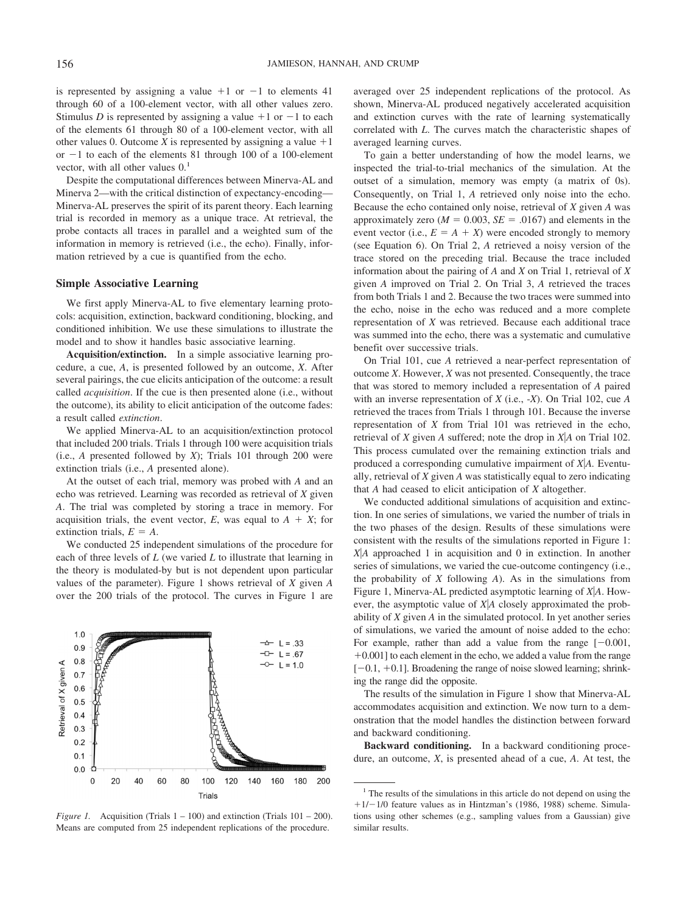is represented by assigning a value +1 or −1 to elements 41 through 60 of a 100-element vector, with all other values zero. Stimulus *D* is represented by assigning a value +1 or −1 to each of the elements 61 through 80 of a 100-element vector, with all other values 0. Outcome *X* is represented by assigning a value +1 or −1 to each of the elements 81 through 100 of a 100-element vector, with all other values 0.[1]

Despite the computational differences between Minerva-AL and Minerva 2—with the critical distinction of expectancy-encoding—Minerva-AL preserves the spirit of its parent theory. Each learning trial is recorded in memory as a unique trace. At retrieval, the probe contacts all traces in parallel and a weighted sum of the information in memory is retrieved (i.e., the echo). Finally, information retrieved by a cue is quantified from the echo.

## Simple Associative Learning

We first apply Minerva-AL to five elementary learning protocols: acquisition, extinction, backward conditioning, blocking, and conditioned inhibition. We use these simulations to illustrate the model and to show it handles basic associative learning.

**Acquisition/extinction.** In a simple associative learning procedure, a cue, *A*, is presented followed by an outcome, *X*. After several pairings, the cue elicits anticipation of the outcome: a result called *acquisition*. If the cue is then presented alone (i.e., without the outcome), its ability to elicit anticipation of the outcome fades: a result called *extinction*.

We applied Minerva-AL to an acquisition/extinction protocol that included 200 trials. Trials 1 through 100 were acquisition trials (i.e., *A* presented followed by *X*); Trials 101 through 200 were extinction trials (i.e., *A* presented alone).

At the outset of each trial, memory was probed with *A* and an echo was retrieved. Learning was recorded as retrieval of *X* given *A*. The trial was completed by storing a trace in memory. For acquisition trials, the event vector, *E*, was equal to $A + X$; for extinction trials, $E = A$.

We conducted 25 independent simulations of the procedure for each of three levels of *L* (we varied *L* to illustrate that learning in the theory is modulated-by but is not dependent upon particular values of the parameter). Figure 1 shows retrieval of *X* given *A* over the 200 trials of the protocol. The curves in Figure 1 are averaged over 25 independent replications of the protocol. As shown, Minerva-AL produced negatively accelerated acquisition and extinction curves with the rate of learning systematically correlated with *L*. The curves match the characteristic shapes of averaged learning curves.

*Figure 1.* Acquisition (Trials 1 – 100) and extinction (Trials 101 – 200). Means are computed from 25 independent replications of the procedure.

To gain a better understanding of how the model learns, we inspected the trial-to-trial mechanics of the simulation. At the outset of a simulation, memory was empty (a matrix of 0s). Consequently, on Trial 1, *A* retrieved only noise into the echo. Because the echo contained only noise, retrieval of *X* given *A* was approximately zero ($M = 0.003$, $SE = .0167$) and elements in the event vector (i.e., $E = A + X$) were encoded strongly to memory (see Equation 6). On Trial 2, *A* retrieved a noisy version of the trace stored on the preceding trial. Because the trace included information about the pairing of *A* and *X* on Trial 1, retrieval of *X* given *A* improved on Trial 2. On Trial 3, *A* retrieved the traces from both Trials 1 and 2. Because the two traces were summed into the echo, noise in the echo was reduced and a more complete representation of *X* was retrieved. Because each additional trace was summed into the echo, there was a systematic and cumulative benefit over successive trials.

On Trial 101, cue *A* retrieved a near-perfect representation of outcome *X*. However, *X* was not presented. Consequently, the trace that was stored to memory included a representation of *A* paired with an inverse representation of *X* (i.e., *-X*). On Trial 102, cue *A* retrieved the traces from Trials 1 through 101. Because the inverse representation of *X* from Trial 101 was retrieved in the echo, retrieval of *X* given *A* suffered; note the drop in $X|A$ on Trial 102. This process cumulated over the remaining extinction trials and produced a corresponding cumulative impairment of $X|A$. Eventually, retrieval of *X* given *A* was statistically equal to zero indicating that *A* had ceased to elicit anticipation of *X* altogether.

We conducted additional simulations of acquisition and extinction. In one series of simulations, we varied the number of trials in the two phases of the design. Results of these simulations were consistent with the results of the simulations reported in Figure 1: $X|A$ approached 1 in acquisition and 0 in extinction. In another series of simulations, we varied the cue-outcome contingency (i.e., the probability of *X* following *A*). As in the simulations from Figure 1, Minerva-AL predicted asymptotic learning of $X|A$. However, the asymptotic value of $X|A$ closely approximated the probability of *X* given *A* in the simulated protocol. In yet another series of simulations, we varied the amount of noise added to the echo: For example, rather than add a value from the range [−0.001, +0.001] to each element in the echo, we added a value from the range [−0.1, +0.1]. Broadening the range of noise slowed learning; shrinking the range did the opposite.

The results of the simulation in Figure 1 show that Minerva-AL accommodates acquisition and extinction. We now turn to a demonstration that the model handles the distinction between forward and backward conditioning.

**Backward conditioning.** In a backward conditioning procedure, an outcome, *X*, is presented ahead of a cue, *A*. At test, the

[1] The results of the simulations in this article do not depend on using the +1/−1/0 feature values as in Hintzman's (1986, 1988) scheme. Simulations using other schemes (e.g., sampling values from a Gaussian) give similar results.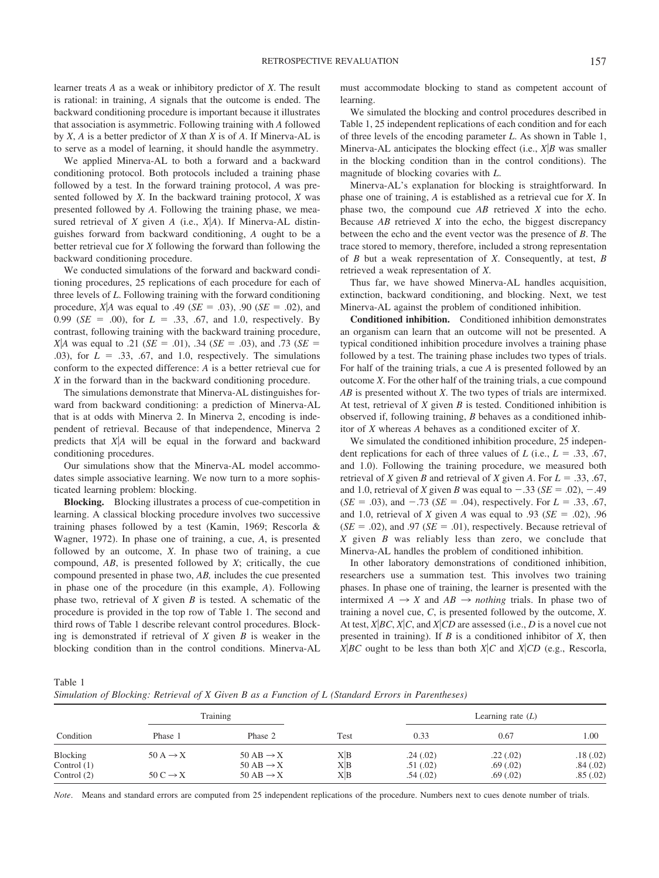learner treats *A* as a weak or inhibitory predictor of *X*. The result is rational: in training, *A* signals that the outcome is ended. The backward conditioning procedure is important because it illustrates that association is asymmetric. Following training with *A* followed by *X*, *A* is a better predictor of *X* than *X* is of *A*. If Minerva-AL is to serve as a model of learning, it should handle the asymmetry.

We applied Minerva-AL to both a forward and a backward conditioning protocol. Both protocols included a training phase followed by a test. In the forward training protocol, *A* was presented followed by *X*. In the backward training protocol, *X* was presented followed by *A*. Following the training phase, we measured retrieval of *X* given *A* (i.e., $X|A$). If Minerva-AL distinguishes forward from backward conditioning, *A* ought to be a better retrieval cue for *X* following the forward than following the backward conditioning procedure.

We conducted simulations of the forward and backward conditioning procedures, 25 replications of each procedure for each of three levels of *L*. Following training with the forward conditioning procedure, $X|A$ was equal to .49 ($SE$ = .03), .90 ($SE$ = .02), and 0.99 ($SE$ = .00), for $L$ = .33, .67, and 1.0, respectively. By contrast, following training with the backward training procedure, $X|A$ was equal to .21 ($SE$ = .01), .34 ($SE$ = .03), and .73 ($SE$ = .03), for $L$ = .33, .67, and 1.0, respectively. The simulations conform to the expected difference: *A* is a better retrieval cue for *X* in the forward than in the backward conditioning procedure.

The simulations demonstrate that Minerva-AL distinguishes forward from backward conditioning: a prediction of Minerva-AL that is at odds with Minerva 2. In Minerva 2, encoding is independent of retrieval. Because of that independence, Minerva 2 predicts that $X|A$ will be equal in the forward and backward conditioning procedures.

Our simulations show that the Minerva-AL model accommodates simple associative learning. We now turn to a more sophisticated learning problem: blocking.

**Blocking.** Blocking illustrates a process of cue-competition in learning. A classical blocking procedure involves two successive training phases followed by a test (Kamin, 1969; Rescorla & Wagner, 1972). In phase one of training, a cue, *A*, is presented followed by an outcome, *X*. In phase two of training, a cue compound, *AB*, is presented followed by *X*; critically, the cue compound presented in phase two, *AB,* includes the cue presented in phase one of the procedure (in this example, *A*). Following phase two, retrieval of *X* given *B* is tested. A schematic of the procedure is provided in the top row of Table 1. The second and third rows of Table 1 describe relevant control procedures. Blocking is demonstrated if retrieval of *X* given *B* is weaker in the blocking condition than in the control conditions. Minerva-AL must accommodate blocking to stand as competent account of learning.

We simulated the blocking and control procedures described in Table 1, 25 independent replications of each condition and for each of three levels of the encoding parameter *L*. As shown in Table 1, Minerva-AL anticipates the blocking effect (i.e., $X|B$ was smaller in the blocking condition than in the control conditions). The magnitude of blocking covaries with *L*.

Minerva-AL's explanation for blocking is straightforward. In phase one of training, *A* is established as a retrieval cue for *X*. In phase two, the compound cue *AB* retrieved *X* into the echo. Because *AB* retrieved *X* into the echo, the biggest discrepancy between the echo and the event vector was the presence of *B*. The trace stored to memory, therefore, included a strong representation of *B* but a weak representation of *X*. Consequently, at test, *B* retrieved a weak representation of *X*.

Thus far, we have showed Minerva-AL handles acquisition, extinction, backward conditioning, and blocking. Next, we test Minerva-AL against the problem of conditioned inhibition.

**Conditioned inhibition.** Conditioned inhibition demonstrates an organism can learn that an outcome will not be presented. A typical conditioned inhibition procedure involves a training phase followed by a test. The training phase includes two types of trials. For half of the training trials, a cue *A* is presented followed by an outcome *X*. For the other half of the training trials, a cue compound *AB* is presented without *X*. The two types of trials are intermixed. At test, retrieval of *X* given *B* is tested. Conditioned inhibition is observed if, following training, *B* behaves as a conditioned inhibitor of *X* whereas *A* behaves as a conditioned exciter of *X*.

We simulated the conditioned inhibition procedure, 25 independent replications for each of three values of *L* (i.e., $L$ = .33, .67, and 1.0). Following the training procedure, we measured both retrieval of *X* given *B* and retrieval of *X* given *A*. For $L$ = .33, .67, and 1.0, retrieval of *X* given *B* was equal to −.33 ($SE$ = .02), −.49 ($SE$ = .03), and −.73 ($SE$ = .04), respectively. For $L$ = .33, .67, and 1.0, retrieval of *X* given *A* was equal to .93 ($SE$ = .02), .96 ($SE$ = .02), and .97 ($SE$ = .01), respectively. Because retrieval of *X* given *B* was reliably less than zero, we conclude that Minerva-AL handles the problem of conditioned inhibition.

In other laboratory demonstrations of conditioned inhibition, researchers use a summation test. This involves two training phases. In phase one of training, the learner is presented with the intermixed $A \rightarrow X$ and $AB \rightarrow$ *nothing* trials. In phase two of training a novel cue, *C*, is presented followed by the outcome, *X*. At test, $X|BC$, $X|C$, and $X|CD$ are assessed (i.e., *D* is a novel cue not presented in training). If *B* is a conditioned inhibitor of *X*, then $X|BC$ ought to be less than both $X|C$ and $X|CD$ (e.g., Rescorla,

Table 1
*Simulation of Blocking: Retrieval of X Given B as a Function of L (Standard Errors in Parentheses)*

| Condition | Training | | Test | Learning rate (*L*) | | |
|---|---|---|---|---|---|---|
| | Phase 1 | Phase 2 | | 0.33 | 0.67 | 1.00 |
| Blocking | 50 A → X | 50 AB → X | X\|B | .24 (.02) | .22 (.02) | .18 (.02) |
| Control (1) | | 50 AB → X | X\|B | .51 (.02) | .69 (.02) | .84 (.02) |
| Control (2) | 50 C → X | 50 AB → X | X\|B | .54 (.02) | .69 (.02) | .85 (.02) |

*Note*. Means and standard errors are computed from 25 independent replications of the procedure. Numbers next to cues denote number of trials.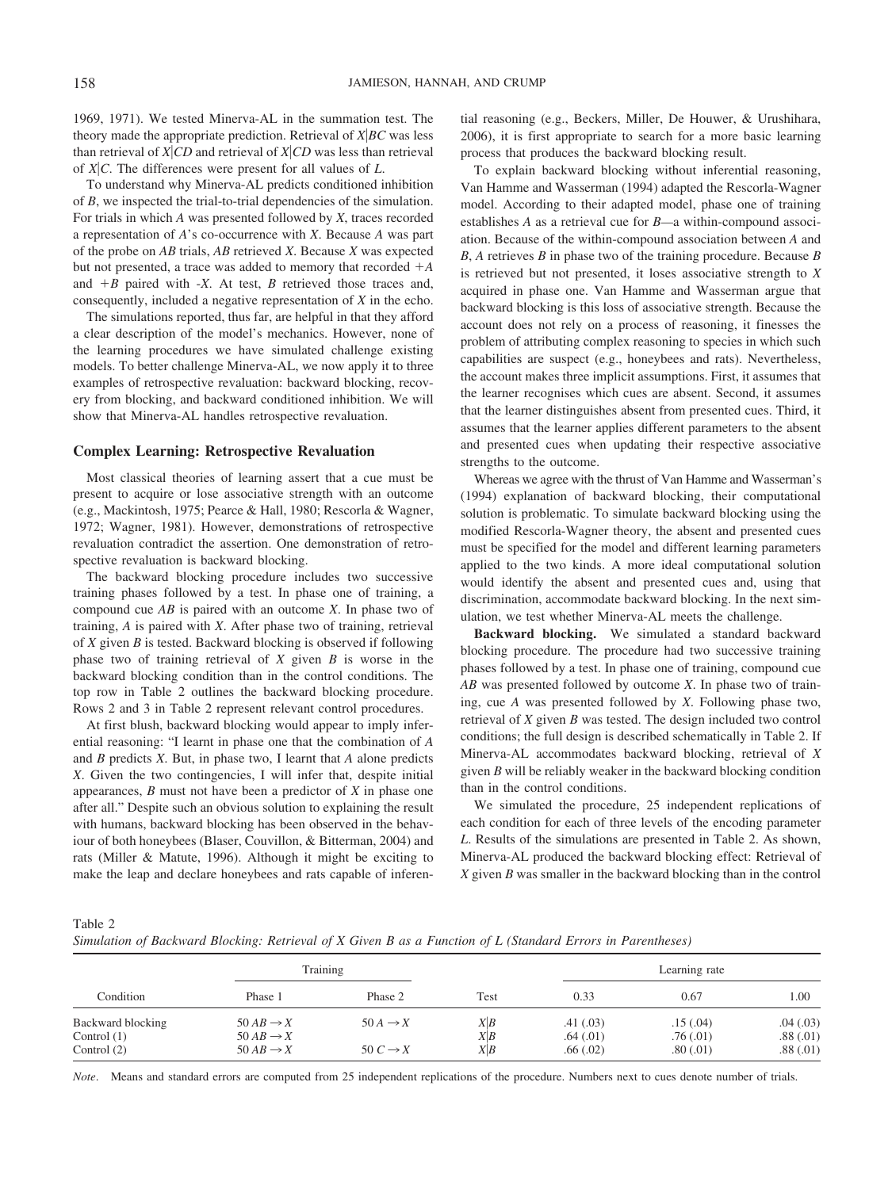1969, 1971). We tested Minerva-AL in the summation test. The theory made the appropriate prediction. Retrieval of $X|BC$ was less than retrieval of $X|CD$ and retrieval of $X|CD$ was less than retrieval of $X|C$. The differences were present for all values of $L$.

To understand why Minerva-AL predicts conditioned inhibition of $B$, we inspected the trial-to-trial dependencies of the simulation. For trials in which $A$ was presented followed by $X$, traces recorded a representation of $A$'s co-occurrence with $X$. Because $A$ was part of the probe on $AB$ trials, $AB$ retrieved $X$. Because $X$ was expected but not presented, a trace was added to memory that recorded $+A$ and $+B$ paired with $-X$. At test, $B$ retrieved those traces and, consequently, included a negative representation of $X$ in the echo.

The simulations reported, thus far, are helpful in that they afford a clear description of the model's mechanics. However, none of the learning procedures we have simulated challenge existing models. To better challenge Minerva-AL, we now apply it to three examples of retrospective evaluation: backward blocking, recovery from blocking, and backward conditioned inhibition. We will show that Minerva-AL handles retrospective revaluation.

## Complex Learning: Retrospective Revaluation

Most classical theories of learning assert that a cue must be present to acquire or lose associative strength with an outcome (e.g., Mackintosh, 1975; Pearce & Hall, 1980; Rescorla & Wagner, 1972; Wagner, 1981). However, demonstrations of retrospective revaluation contradict the assertion. One demonstration of retrospective revaluation is backward blocking.

The backward blocking procedure includes two successive training phases followed by a test. In phase one of training, a compound cue $AB$ is paired with an outcome $X$. In phase two of training, $A$ is paired with $X$. After phase two of training, retrieval of $X$ given $B$ is tested. Backward blocking is observed if following phase two of training retrieval of $X$ given $B$ is worse in the backward blocking condition than in the control conditions. The top row in Table 2 outlines the backward blocking procedure. Rows 2 and 3 in Table 2 represent relevant control procedures.

At first blush, backward blocking would appear to imply inferential reasoning: "I learnt in phase one that the combination of $A$ and $B$ predicts $X$. But, in phase two, I learnt that $A$ alone predicts $X$. Given the two contingencies, I will infer that, despite initial appearances, $B$ must not have been a predictor of $X$ in phase one after all." Despite such an obvious solution to explaining the result with humans, backward blocking has been observed in the behaviour of both honeybees (Blaser, Couvillon, & Bitterman, 2004) and rats (Miller & Matute, 1996). Although it might be exciting to make the leap and declare honeybees and rats capable of inferential reasoning (e.g., Beckers, Miller, De Houwer, & Urushihara, 2006), it is first appropriate to search for a more basic learning process that produces the backward blocking result.

To explain backward blocking without inferential reasoning, Van Hamme and Wasserman (1994) adapted the Rescorla-Wagner model. According to their adapted model, phase one of training establishes $A$ as a retrieval cue for $B$—a within-compound association. Because of the within-compound association between $A$ and $B$, $A$ retrieves $B$ in phase two of the training procedure. Because $B$ is retrieved but not presented, it loses associative strength to $X$ acquired in phase one. Van Hamme and Wasserman argue that backward blocking is this loss of associative strength. Because the account does not rely on a process of reasoning, it finesses the problem of attributing complex reasoning to species in which such capabilities are suspect (e.g., honeybees and rats). Nevertheless, the account makes three implicit assumptions. First, it assumes that the learner recognises which cues are absent. Second, it assumes that the learner distinguishes absent from presented cues. Third, it assumes that the learner applies different parameters to the absent and presented cues when updating their respective associative strengths to the outcome.

Whereas we agree with the thrust of Van Hamme and Wasserman's (1994) explanation of backward blocking, their computational solution is problematic. To simulate backward blocking using the modified Rescorla-Wagner theory, the absent and presented cues must be specified for the model and different learning parameters applied to the two kinds. A more ideal computational solution would identify the absent and presented cues and, using that discrimination, accommodate backward blocking. In the next simulation, we test whether Minerva-AL meets the challenge.

**Backward blocking.** We simulated a standard backward blocking procedure. The procedure had two successive training phases followed by a test. In phase one of training, compound cue $AB$ was presented followed by outcome $X$. In phase two of training, cue $A$ was presented followed by $X$. Following phase two, retrieval of $X$ given $B$ was tested. The design included two control conditions; the full design is described schematically in Table 2. If Minerva-AL accommodates backward blocking, retrieval of $X$ given $B$ will be reliably weaker in the backward blocking condition than in the control conditions.

We simulated the procedure, 25 independent replications of each condition for each of three levels of the encoding parameter $L$. Results of the simulations are presented in Table 2. As shown, Minerva-AL produced the backward blocking effect: Retrieval of $X$ given $B$ was smaller in the backward blocking than in the control

Table 2
*Simulation of Backward Blocking: Retrieval of X Given B as a Function of L (Standard Errors in Parentheses)*

| Condition | Training | | Test | Learning rate | | |
|---|---|---|---|---|---|---|
| | Phase 1 | Phase 2 | | 0.33 | 0.67 | 1.00 |
| Backward blocking | 50 $AB \rightarrow X$ | 50 $A \rightarrow X$ | $X\|B$ | .41 (.03) | .15 (.04) | .04 (.03) |
| Control (1) | 50 $AB \rightarrow X$ | | $X\|B$ | .64 (.01) | .76 (.01) | .88 (.01) |
| Control (2) | 50 $AB \rightarrow X$ | 50 $C \rightarrow X$ | $X\|B$ | .66 (.02) | .80 (.01) | .88 (.01) |

*Note*. Means and standard errors are computed from 25 independent replications of the procedure. Numbers next to cues denote number of trials.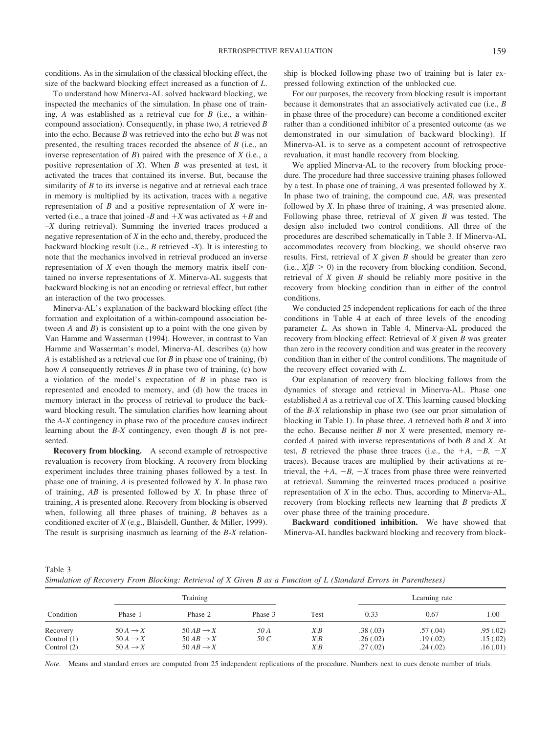conditions. As in the simulation of the classical blocking effect, the size of the backward blocking effect increased as a function of *L*.

To understand how Minerva-AL solved backward blocking, we inspected the mechanics of the simulation. In phase one of training, *A* was established as a retrieval cue for *B* (i.e., a within-compound association). Consequently, in phase two, *A* retrieved *B* into the echo. Because *B* was retrieved into the echo but *B* was not presented, the resulting traces recorded the absence of *B* (i.e., an inverse representation of *B*) paired with the presence of *X* (i.e., a positive representation of *X*). When *B* was presented at test, it activated the traces that contained its inverse. But, because the similarity of *B* to its inverse is negative and at retrieval each trace in memory is multiplied by its activation, traces with a negative representation of *B* and a positive representation of *X* were inverted (i.e., a trace that joined $-B$ and $+X$ was activated as $+B$ and $-X$ during retrieval). Summing the inverted traces produced a negative representation of *X* in the echo and, thereby, produced the backward blocking result (i.e., *B* retrieved $-X$). It is interesting to note that the mechanics involved in retrieval produced an inverse representation of *X* even though the memory matrix itself contained no inverse representations of *X*. Minerva-AL suggests that backward blocking is not an encoding or retrieval effect, but rather an interaction of the two processes.

Minerva-AL's explanation of the backward blocking effect (the formation and exploitation of a within-compound association between *A* and *B*) is consistent up to a point with the one given by Van Hamme and Wasserman (1994). However, in contrast to Van Hamme and Wasserman's model, Minerva-AL describes (a) how *A* is established as a retrieval cue for *B* in phase one of training, (b) how *A* consequently retrieves *B* in phase two of training, (c) how a violation of the model's expectation of *B* in phase two is represented and encoded to memory, and (d) how the traces in memory interact in the process of retrieval to produce the backward blocking result. The simulation clarifies how learning about the *A*-*X* contingency in phase two of the procedure causes indirect learning about the *B*-*X* contingency, even though *B* is not presented.

**Recovery from blocking.** A second example of retrospective revaluation is recovery from blocking. A recovery from blocking experiment includes three training phases followed by a test. In phase one of training, *A* is presented followed by *X*. In phase two of training, *AB* is presented followed by *X*. In phase three of training, *A* is presented alone. Recovery from blocking is observed when, following all three phases of training, *B* behaves as a conditioned exciter of *X* (e.g., Blaisdell, Gunther, & Miller, 1999). The result is surprising inasmuch as learning of the *B*-*X* relationship is blocked following phase two of training but is later expressed following extinction of the unblocked cue.

For our purposes, the recovery from blocking result is important because it demonstrates that an associatively activated cue (i.e., *B* in phase three of the procedure) can become a conditioned exciter rather than a conditioned inhibitor of a presented outcome (as we demonstrated in our simulation of backward blocking). If Minerva-AL is to serve as a competent account of retrospective revaluation, it must handle recovery from blocking.

We applied Minerva-AL to the recovery from blocking procedure. The procedure had three successive training phases followed by a test. In phase one of training, *A* was presented followed by *X*. In phase two of training, the compound cue, *AB*, was presented followed by *X*. In phase three of training, *A* was presented alone. Following phase three, retrieval of *X* given *B* was tested. The design also included two control conditions. All three of the procedures are described schematically in Table 3. If Minerva-AL accommodates recovery from blocking, we should observe two results. First, retrieval of *X* given *B* should be greater than zero (i.e., $X|B > 0$) in the recovery from blocking condition. Second, retrieval of *X* given *B* should be reliably more positive in the recovery from blocking condition than in either of the control conditions.

We conducted 25 independent replications for each of the three conditions in Table 4 at each of three levels of the encoding parameter *L*. As shown in Table 4, Minerva-AL produced the recovery from blocking effect: Retrieval of *X* given *B* was greater than zero in the recovery condition and was greater in the recovery condition than in either of the control conditions. The magnitude of the recovery effect covaried with *L*.

Our explanation of recovery from blocking follows from the dynamics of storage and retrieval in Minerva-AL. Phase one established *A* as a retrieval cue of *X*. This learning caused blocking of the *B*-*X* relationship in phase two (see our prior simulation of blocking in Table 1). In phase three, *A* retrieved both *B* and *X* into the echo. Because neither *B* nor *X* were presented, memory recorded *A* paired with inverse representations of both *B* and *X*. At test, *B* retrieved the phase three traces (i.e., the $+A$, $-B$, $-X$ traces). Because traces are multiplied by their activations at retrieval, the $+A$, $-B$, $-X$ traces from phase three were reinverted at retrieval. Summing the reinverted traces produced a positive representation of *X* in the echo. Thus, according to Minerva-AL, recovery from blocking reflects new learning that *B* predicts *X* over phase three of the training procedure.

**Backward conditioned inhibition.** We have showed that Minerva-AL handles backward blocking and recovery from block-

Table 3
*Simulation of Recovery From Blocking: Retrieval of X Given B as a Function of L (Standard Errors in Parentheses)*

| Condition | Training | | | Test | Learning rate | | |
|---|---|---|---|---|---|---|---|
| | Phase 1 | Phase 2 | Phase 3 | | 0.33 | 0.67 | 1.00 |
| Recovery | 50 $A \rightarrow X$ | 50 $AB \rightarrow X$ | *50 A* | $X|B$ | .38 (.03) | .57 (.04) | .95 (.02) |
| Control (1) | 50 $A \rightarrow X$ | 50 $AB \rightarrow X$ | *50 C* | $X|B$ | .26 (.02) | .19 (.02) | .15 (.02) |
| Control (2) | 50 $A \rightarrow X$ | 50 $AB \rightarrow X$ | | $X|B$ | .27 (.02) | .24 (.02) | .16 (.01) |

*Note*. Means and standard errors are computed from 25 independent replications of the procedure. Numbers next to cues denote number of trials.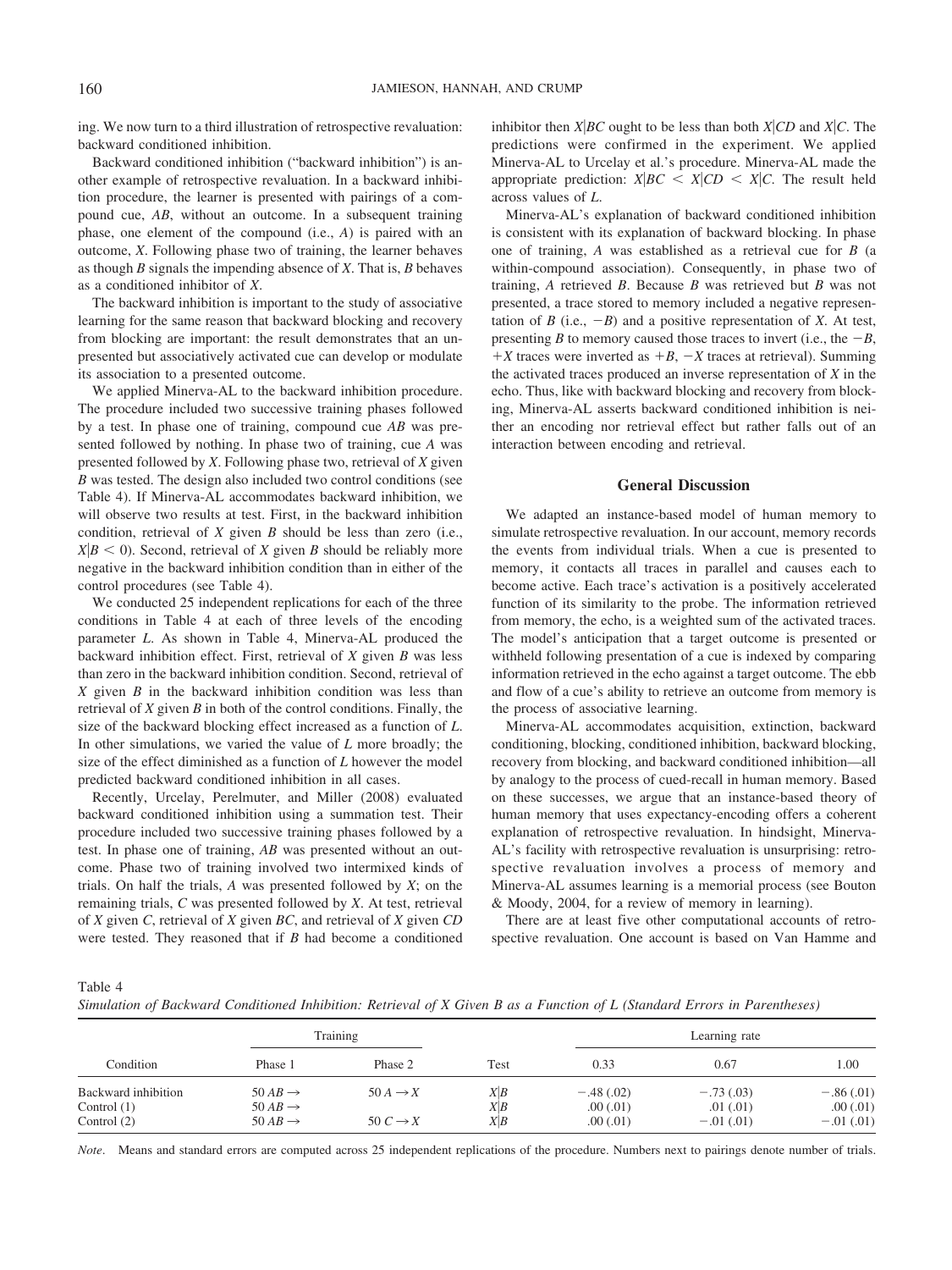ing. We now turn to a third illustration of retrospective revaluation: backward conditioned inhibition.

Backward conditioned inhibition ("backward inhibition") is another example of retrospective revaluation. In a backward inhibition procedure, the learner is presented with pairings of a compound cue, *AB*, without an outcome. In a subsequent training phase, one element of the compound (i.e., *A*) is paired with an outcome, *X*. Following phase two of training, the learner behaves as though *B* signals the impending absence of *X*. That is, *B* behaves as a conditioned inhibitor of *X*.

The backward inhibition is important to the study of associative learning for the same reason that backward blocking and recovery from blocking are important: the result demonstrates that an unpresented but associatively activated cue can develop or modulate its association to a presented outcome.

We applied Minerva-AL to the backward inhibition procedure. The procedure included two successive training phases followed by a test. In phase one of training, compound cue *AB* was presented followed by nothing. In phase two of training, cue *A* was presented followed by *X*. Following phase two, retrieval of *X* given *B* was tested. The design also included two control conditions (see Table 4). If Minerva-AL accommodates backward inhibition, we will observe two results at test. First, in the backward inhibition condition, retrieval of *X* given *B* should be less than zero (i.e., $X|B < 0$). Second, retrieval of *X* given *B* should be reliably more negative in the backward inhibition condition than in either of the control procedures (see Table 4).

We conducted 25 independent replications for each of the three conditions in Table 4 at each of three levels of the encoding parameter *L*. As shown in Table 4, Minerva-AL produced the backward inhibition effect. First, retrieval of *X* given *B* was less than zero in the backward inhibition condition. Second, retrieval of *X* given *B* in the backward inhibition condition was less than retrieval of *X* given *B* in both of the control conditions. Finally, the size of the backward blocking effect increased as a function of *L*. In other simulations, we varied the value of *L* more broadly; the size of the effect diminished as a function of *L* however the model predicted backward conditioned inhibition in all cases.

Recently, Urcelay, Perelmuter, and Miller (2008) evaluated backward conditioned inhibition using a summation test. Their procedure included two successive training phases followed by a test. In phase one of training, *AB* was presented without an outcome. Phase two of training involved two intermixed kinds of trials. On half the trials, *A* was presented followed by *X*; on the remaining trials, *C* was presented followed by *X*. At test, retrieval of *X* given *C*, retrieval of *X* given *BC*, and retrieval of *X* given *CD* were tested. They reasoned that if *B* had become a conditioned inhibitor then $X|BC$ ought to be less than both $X|CD$ and $X|C$. The predictions were confirmed in the experiment. We applied Minerva-AL to Urcelay et al.'s procedure. Minerva-AL made the appropriate prediction: $X|BC < X|CD < X|C$. The result held across values of *L*.

Minerva-AL's explanation of backward conditioned inhibition is consistent with its explanation of backward blocking. In phase one of training, *A* was established as a retrieval cue for *B* (a within-compound association). Consequently, in phase two of training, *A* retrieved *B*. Because *B* was retrieved but *B* was not presented, a trace stored to memory included a negative representation of *B* (i.e., $-B$) and a positive representation of *X*. At test, presenting *B* to memory caused those traces to invert (i.e., the $-B$, $+X$ traces were inverted as $+B$, $-X$ traces at retrieval). Summing the activated traces produced an inverse representation of *X* in the echo. Thus, like with backward blocking and recovery from blocking, Minerva-AL asserts backward conditioned inhibition is neither an encoding nor retrieval effect but rather falls out of an interaction between encoding and retrieval.

## General Discussion

We adapted an instance-based model of human memory to simulate retrospective revaluation. In our account, memory records the events from individual trials. When a cue is presented to memory, it contacts all traces in parallel and causes each to become active. Each trace's activation is a positively accelerated function of its similarity to the probe. The information retrieved from memory, the echo, is a weighted sum of the activated traces. The model's anticipation that a target outcome is presented or withheld following presentation of a cue is indexed by comparing information retrieved in the echo against a target outcome. The ebb and flow of a cue's ability to retrieve an outcome from memory is the process of associative learning.

Minerva-AL accommodates acquisition, extinction, backward conditioning, blocking, conditioned inhibition, backward blocking, recovery from blocking, and backward conditioned inhibition—all by analogy to the process of cued-recall in human memory. Based on these successes, we argue that an instance-based theory of human memory that uses expectancy-encoding offers a coherent explanation of retrospective revaluation. In hindsight, Minerva-AL's facility with retrospective revaluation is unsurprising: retrospective revaluation involves a process of memory and Minerva-AL assumes learning is a memorial process (see Bouton & Moody, 2004, for a review of memory in learning).

There are at least five other computational accounts of retrospective revaluation. One account is based on Van Hamme and

Table 4
*Simulation of Backward Conditioned Inhibition: Retrieval of X Given B as a Function of L (Standard Errors in Parentheses)*

| Condition | Training | | Test | Learning rate | | |
|---|---|---|---|---|---|---|
| | Phase 1 | Phase 2 | | 0.33 | 0.67 | 1.00 |
| Backward inhibition | 50 $AB \rightarrow$ | 50 $A \rightarrow X$ | $X\|B$ | −.48 (.02) | −.73 (.03) | −.86 (.01) |
| Control (1) | 50 $AB \rightarrow$ | | $X\|B$ | .00 (.01) | .01 (.01) | .00 (.01) |
| Control (2) | 50 $AB \rightarrow$ | 50 $C \rightarrow X$ | $X\|B$ | .00 (.01) | −.01 (.01) | −.01 (.01) |

*Note*. Means and standard errors are computed across 25 independent replications of the procedure. Numbers next to pairings denote number of trials.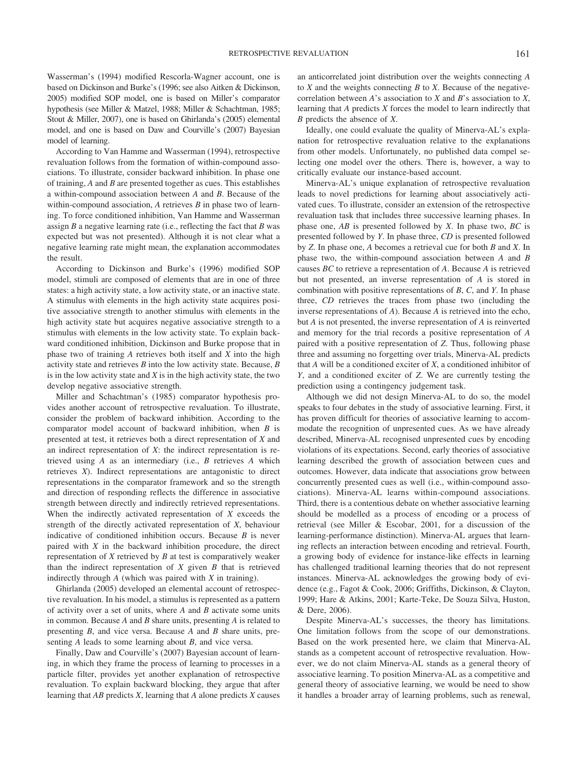Wasserman's (1994) modified Rescorla-Wagner account, one is based on Dickinson and Burke's (1996; see also Aitken & Dickinson, 2005) modified SOP model, one is based on Miller's comparator hypothesis (see Miller & Matzel, 1988; Miller & Schachtman, 1985; Stout & Miller, 2007), one is based on Ghirlanda's (2005) elemental model, and one is based on Daw and Courville's (2007) Bayesian model of learning.

According to Van Hamme and Wasserman (1994), retrospective revaluation follows from the formation of within-compound associations. To illustrate, consider backward inhibition. In phase one of training, *A* and *B* are presented together as cues. This establishes a within-compound association between *A* and *B*. Because of the within-compound association, *A* retrieves *B* in phase two of learning. To force conditioned inhibition, Van Hamme and Wasserman assign *B* a negative learning rate (i.e., reflecting the fact that *B* was expected but was not presented). Although it is not clear what a negative learning rate might mean, the explanation accommodates the result.

According to Dickinson and Burke's (1996) modified SOP model, stimuli are composed of elements that are in one of three states: a high activity state, a low activity state, or an inactive state. A stimulus with elements in the high activity state acquires positive associative strength to another stimulus with elements in the high activity state but acquires negative associative strength to a stimulus with elements in the low activity state. To explain backward conditioned inhibition, Dickinson and Burke propose that in phase two of training *A* retrieves both itself and *X* into the high activity state and retrieves *B* into the low activity state. Because, *B* is in the low activity state and *X* is in the high activity state, the two develop negative associative strength.

Miller and Schachtman's (1985) comparator hypothesis provides another account of retrospective revaluation. To illustrate, consider the problem of backward inhibition. According to the comparator model account of backward inhibition, when *B* is presented at test, it retrieves both a direct representation of *X* and an indirect representation of *X*: the indirect representation is retrieved using *A* as an intermediary (i.e., *B* retrieves *A* which retrieves *X*). Indirect representations are antagonistic to direct representations in the comparator framework and so the strength and direction of responding reflects the difference in associative strength between directly and indirectly retrieved representations. When the indirectly activated representation of *X* exceeds the strength of the directly activated representation of *X*, behaviour indicative of conditioned inhibition occurs. Because *B* is never paired with *X* in the backward inhibition procedure, the direct representation of *X* retrieved by *B* at test is comparatively weaker than the indirect representation of *X* given *B* that is retrieved indirectly through *A* (which was paired with *X* in training).

Ghirlanda (2005) developed an elemental account of retrospective revaluation. In his model, a stimulus is represented as a pattern of activity over a set of units, where *A* and *B* activate some units in common. Because *A* and *B* share units, presenting *A* is related to presenting *B*, and vice versa. Because *A* and *B* share units, presenting *A* leads to some learning about *B*, and vice versa.

Finally, Daw and Courville's (2007) Bayesian account of learning, in which they frame the process of learning to processes in a particle filter, provides yet another explanation of retrospective revaluation. To explain backward blocking, they argue that after learning that *AB* predicts *X*, learning that *A* alone predicts *X* causes an anticorrelated joint distribution over the weights connecting *A* to *X* and the weights connecting *B* to *X*. Because of the negative-correlation between *A*'s association to *X* and *B*'s association to *X*, learning that *A* predicts *X* forces the model to learn indirectly that *B* predicts the absence of *X*.

Ideally, one could evaluate the quality of Minerva-AL's explanation for retrospective revaluation relative to the explanations from other models. Unfortunately, no published data compel selecting one model over the others. There is, however, a way to critically evaluate our instance-based account.

Minerva-AL's unique explanation of retrospective revaluation leads to novel predictions for learning about associatively activated cues. To illustrate, consider an extension of the retrospective revaluation task that includes three successive learning phases. In phase one, *AB* is presented followed by *X*. In phase two, *BC* is presented followed by *Y*. In phase three, *CD* is presented followed by *Z*. In phase one, *A* becomes a retrieval cue for both *B* and *X*. In phase two, the within-compound association between *A* and *B* causes *BC* to retrieve a representation of *A*. Because *A* is retrieved but not presented, an inverse representation of *A* is stored in combination with positive representations of *B*, *C*, and *Y*. In phase three, *CD* retrieves the traces from phase two (including the inverse representations of *A*). Because *A* is retrieved into the echo, but *A* is not presented, the inverse representation of *A* is reinverted and memory for the trial records a positive representation of *A* paired with a positive representation of *Z*. Thus, following phase three and assuming no forgetting over trials, Minerva-AL predicts that *A* will be a conditioned exciter of *X*, a conditioned inhibitor of *Y*, and a conditioned exciter of *Z*. We are currently testing the prediction using a contingency judgement task.

Although we did not design Minerva-AL to do so, the model speaks to four debates in the study of associative learning. First, it has proven difficult for theories of associative learning to accommodate the recognition of unpresented cues. As we have already described, Minerva-AL recognised unpresented cues by encoding violations of its expectations. Second, early theories of associative learning described the growth of association between cues and outcomes. However, data indicate that associations grow between concurrently presented cues as well (i.e., within-compound associations). Minerva-AL learns within-compound associations. Third, there is a contentious debate on whether associative learning should be modelled as a process of encoding or a process of retrieval (see Miller & Escobar, 2001, for a discussion of the learning-performance distinction). Minerva-AL argues that learning reflects an interaction between encoding and retrieval. Fourth, a growing body of evidence for instance-like effects in learning has challenged traditional learning theories that do not represent instances. Minerva-AL acknowledges the growing body of evidence (e.g., Fagot & Cook, 2006; Griffiths, Dickinson, & Clayton, 1999; Hare & Atkins, 2001; Karte-Teke, De Souza Silva, Huston, & Dere, 2006).

Despite Minerva-AL's successes, the theory has limitations. One limitation follows from the scope of our demonstrations. Based on the work presented here, we claim that Minerva-AL stands as a competent account of retrospective revaluation. However, we do not claim Minerva-AL stands as a general theory of associative learning. To position Minerva-AL as a competitive and general theory of associative learning, we would be need to show it handles a broader array of learning problems, such as renewal,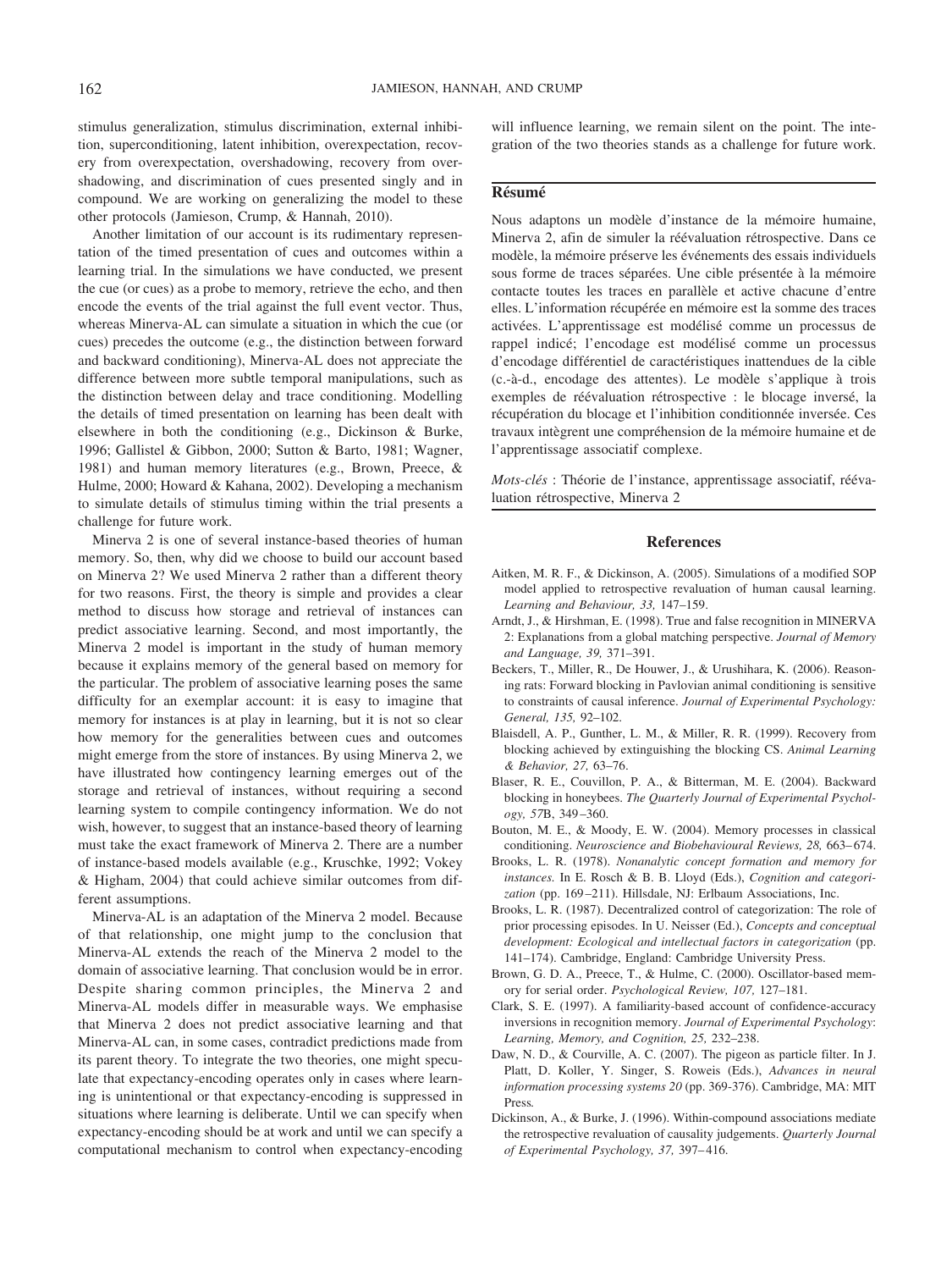stimulus generalization, stimulus discrimination, external inhibition, superconditioning, latent inhibition, overexpectation, recovery from overexpectation, overshadowing, recovery from overshadowing, and discrimination of cues presented singly and in compound. We are working on generalizing the model to these other protocols (Jamieson, Crump, & Hannah, 2010).

Another limitation of our account is its rudimentary representation of the timed presentation of cues and outcomes within a learning trial. In the simulations we have conducted, we present the cue (or cues) as a probe to memory, retrieve the echo, and then encode the events of the trial against the full event vector. Thus, whereas Minerva-AL can simulate a situation in which the cue (or cues) precedes the outcome (e.g., the distinction between forward and backward conditioning), Minerva-AL does not appreciate the difference between more subtle temporal manipulations, such as the distinction between delay and trace conditioning. Modelling the details of timed presentation on learning has been dealt with elsewhere in both the conditioning (e.g., Dickinson & Burke, 1996; Gallistel & Gibbon, 2000; Sutton & Barto, 1981; Wagner, 1981) and human memory literatures (e.g., Brown, Preece, & Hulme, 2000; Howard & Kahana, 2002). Developing a mechanism to simulate details of stimulus timing within the trial presents a challenge for future work.

Minerva 2 is one of several instance-based theories of human memory. So, then, why did we choose to build our account based on Minerva 2? We used Minerva 2 rather than a different theory for two reasons. First, the theory is simple and provides a clear method to discuss how storage and retrieval of instances can predict associative learning. Second, and most importantly, the Minerva 2 model is important in the study of human memory because it explains memory of the general based on memory for the particular. The problem of associative learning poses the same difficulty for an exemplar account: it is easy to imagine that memory for instances is at play in learning, but it is not so clear how memory for the generalities between cues and outcomes might emerge from the store of instances. By using Minerva 2, we have illustrated how contingency learning emerges out of the storage and retrieval of instances, without requiring a second learning system to compile contingency information. We do not wish, however, to suggest that an instance-based theory of learning must take the exact framework of Minerva 2. There are a number of instance-based models available (e.g., Kruschke, 1992; Vokey & Higham, 2004) that could achieve similar outcomes from different assumptions.

Minerva-AL is an adaptation of the Minerva 2 model. Because of that relationship, one might jump to the conclusion that Minerva-AL extends the reach of the Minerva 2 model to the domain of associative learning. That conclusion would be in error. Despite sharing common principles, the Minerva 2 and Minerva-AL models differ in measurable ways. We emphasise that Minerva 2 does not predict associative learning and that Minerva-AL can, in some cases, contradict predictions made from its parent theory. To integrate the two theories, one might speculate that expectancy-encoding operates only in cases where learning is unintentional or that expectancy-encoding is suppressed in situations where learning is deliberate. Until we can specify when expectancy-encoding should be at work and until we can specify a computational mechanism to control when expectancy-encoding will influence learning, we remain silent on the point. The integration of the two theories stands as a challenge for future work.

## Résumé

Nous adaptons un modèle d'instance de la mémoire humaine, Minerva 2, afin de simuler la réévaluation rétrospective. Dans ce modèle, la mémoire préserve les événements des essais individuels sous forme de traces séparées. Une cible présentée à la mémoire contacte toutes les traces en parallèle et active chacune d'entre elles. L'information récupérée en mémoire est la somme des traces activées. L'apprentissage est modélisé comme un processus de rappel indicé; l'encodage est modélisé comme un processus d'encodage différentiel de caractéristiques inattendues de la cible (c.-à-d., encodage des attentes). Le modèle s'applique à trois exemples de réévaluation rétrospective : le blocage inversé, la récupération du blocage et l'inhibition conditionnée inversée. Ces travaux intègrent une compréhension de la mémoire humaine et de l'apprentissage associatif complexe.

*Mots-clés* : Théorie de l'instance, apprentissage associatif, réévaluation rétrospective, Minerva 2

## References

Aitken, M. R. F., & Dickinson, A. (2005). Simulations of a modified SOP model applied to retrospective revaluation of human causal learning. *Learning and Behaviour, 33,* 147–159.

Arndt, J., & Hirshman, E. (1998). True and false recognition in MINERVA 2: Explanations from a global matching perspective. *Journal of Memory and Language, 39,* 371–391.

Beckers, T., Miller, R., De Houwer, J., & Urushihara, K. (2006). Reasoning rats: Forward blocking in Pavlovian animal conditioning is sensitive to constraints of causal inference. *Journal of Experimental Psychology: General, 135,* 92–102.

Blaisdell, A. P., Gunther, L. M., & Miller, R. R. (1999). Recovery from blocking achieved by extinguishing the blocking CS. *Animal Learning & Behavior, 27,* 63–76.

Blaser, R. E., Couvillon, P. A., & Bitterman, M. E. (2004). Backward blocking in honeybees. *The Quarterly Journal of Experimental Psychology, 57*B, 349–360.

Bouton, M. E., & Moody, E. W. (2004). Memory processes in classical conditioning. *Neuroscience and Biobehavioural Reviews, 28,* 663–674.

Brooks, L. R. (1978). *Nonanalytic concept formation and memory for instances.* In E. Rosch & B. B. Lloyd (Eds.), *Cognition and categorization* (pp. 169–211). Hillsdale, NJ: Erlbaum Associations, Inc.

Brooks, L. R. (1987). Decentralized control of categorization: The role of prior processing episodes. In U. Neisser (Ed.), *Concepts and conceptual development: Ecological and intellectual factors in categorization* (pp. 141–174). Cambridge, England: Cambridge University Press.

Brown, G. D. A., Preece, T., & Hulme, C. (2000). Oscillator-based memory for serial order. *Psychological Review, 107,* 127–181.

Clark, S. E. (1997). A familiarity-based account of confidence-accuracy inversions in recognition memory. *Journal of Experimental Psychology: Learning, Memory, and Cognition, 25,* 232–238.

Daw, N. D., & Courville, A. C. (2007). The pigeon as particle filter. In J. Platt, D. Koller, Y. Singer, S. Roweis (Eds.), *Advances in neural information processing systems 20* (pp. 369-376). Cambridge, MA: MIT Press.

Dickinson, A., & Burke, J. (1996). Within-compound associations mediate the retrospective revaluation of causality judgements. *Quarterly Journal of Experimental Psychology, 37,* 397–416.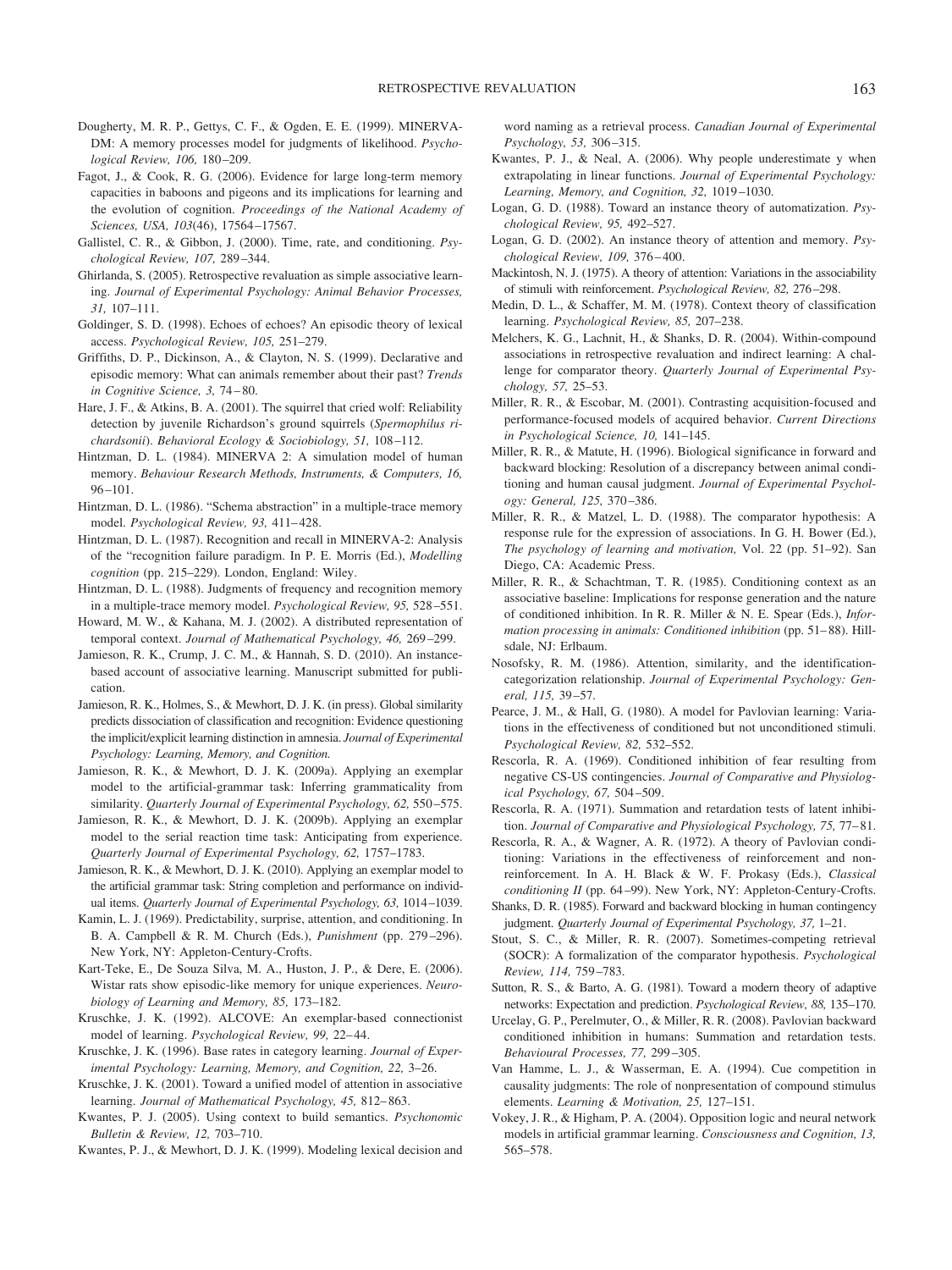Dougherty, M. R. P., Gettys, C. F., & Ogden, E. E. (1999). MINERVA-DM: A memory processes model for judgments of likelihood. *Psychological Review, 106,* 180–209.

Fagot, J., & Cook, R. G. (2006). Evidence for large long-term memory capacities in baboons and pigeons and its implications for learning and the evolution of cognition. *Proceedings of the National Academy of Sciences, USA, 103*(46), 17564–17567.

Gallistel, C. R., & Gibbon, J. (2000). Time, rate, and conditioning. *Psychological Review, 107,* 289–344.

Ghirlanda, S. (2005). Retrospective revaluation as simple associative learning. *Journal of Experimental Psychology: Animal Behavior Processes, 31,* 107–111.

Goldinger, S. D. (1998). Echoes of echoes? An episodic theory of lexical access. *Psychological Review, 105,* 251–279.

Griffiths, D. P., Dickinson, A., & Clayton, N. S. (1999). Declarative and episodic memory: What can animals remember about their past? *Trends in Cognitive Science, 3,* 74–80.

Hare, J. F., & Atkins, B. A. (2001). The squirrel that cried wolf: Reliability detection by juvenile Richardson's ground squirrels (*Spermophilus richardsonii*). *Behavioral Ecology & Sociobiology, 51,* 108–112.

Hintzman, D. L. (1984). MINERVA 2: A simulation model of human memory. *Behaviour Research Methods, Instruments, & Computers, 16,* 96–101.

Hintzman, D. L. (1986). "Schema abstraction" in a multiple-trace memory model. *Psychological Review, 93,* 411–428.

Hintzman, D. L. (1987). Recognition and recall in MINERVA-2: Analysis of the "recognition failure paradigm. In P. E. Morris (Ed.), *Modelling cognition* (pp. 215–229). London, England: Wiley.

Hintzman, D. L. (1988). Judgments of frequency and recognition memory in a multiple-trace memory model. *Psychological Review, 95,* 528–551.

Howard, M. W., & Kahana, M. J. (2002). A distributed representation of temporal context. *Journal of Mathematical Psychology, 46,* 269–299.

Jamieson, R. K., Crump, J. C. M., & Hannah, S. D. (2010). An instance-based account of associative learning. Manuscript submitted for publication.

Jamieson, R. K., Holmes, S., & Mewhort, D. J. K. (in press). Global similarity predicts dissociation of classification and recognition: Evidence questioning the implicit/explicit learning distinction in amnesia. *Journal of Experimental Psychology: Learning, Memory, and Cognition.*

Jamieson, R. K., & Mewhort, D. J. K. (2009a). Applying an exemplar model to the artificial-grammar task: Inferring grammaticality from similarity. *Quarterly Journal of Experimental Psychology, 62,* 550–575.

Jamieson, R. K., & Mewhort, D. J. K. (2009b). Applying an exemplar model to the serial reaction time task: Anticipating from experience. *Quarterly Journal of Experimental Psychology, 62,* 1757–1783.

Jamieson, R. K., & Mewhort, D. J. K. (2010). Applying an exemplar model to the artificial grammar task: String completion and performance on individual items. *Quarterly Journal of Experimental Psychology, 63,* 1014–1039.

Kamin, L. J. (1969). Predictability, surprise, attention, and conditioning. In B. A. Campbell & R. M. Church (Eds.), *Punishment* (pp. 279–296). New York, NY: Appleton-Century-Crofts.

Kart-Teke, E., De Souza Silva, M. A., Huston, J. P., & Dere, E. (2006). Wistar rats show episodic-like memory for unique experiences. *Neurobiology of Learning and Memory, 85,* 173–182.

Kruschke, J. K. (1992). ALCOVE: An exemplar-based connectionist model of learning. *Psychological Review, 99,* 22–44.

Kruschke, J. K. (1996). Base rates in category learning. *Journal of Experimental Psychology: Learning, Memory, and Cognition, 22,* 3–26.

Kruschke, J. K. (2001). Toward a unified model of attention in associative learning. *Journal of Mathematical Psychology, 45,* 812–863.

Kwantes, P. J. (2005). Using context to build semantics. *Psychonomic Bulletin & Review, 12,* 703–710.

Kwantes, P. J., & Mewhort, D. J. K. (1999). Modeling lexical decision and word naming as a retrieval process. *Canadian Journal of Experimental Psychology, 53,* 306–315.

Kwantes, P. J., & Neal, A. (2006). Why people underestimate y when extrapolating in linear functions. *Journal of Experimental Psychology: Learning, Memory, and Cognition, 32,* 1019–1030.

Logan, G. D. (1988). Toward an instance theory of automatization. *Psychological Review, 95,* 492–527.

Logan, G. D. (2002). An instance theory of attention and memory. *Psychological Review, 109,* 376–400.

Mackintosh, N. J. (1975). A theory of attention: Variations in the associability of stimuli with reinforcement. *Psychological Review, 82,* 276–298.

Medin, D. L., & Schaffer, M. M. (1978). Context theory of classification learning. *Psychological Review, 85,* 207–238.

Melchers, K. G., Lachnit, H., & Shanks, D. R. (2004). Within-compound associations in retrospective revaluation and indirect learning: A challenge for comparator theory. *Quarterly Journal of Experimental Psychology, 57,* 25–53.

Miller, R. R., & Escobar, M. (2001). Contrasting acquisition-focused and performance-focused models of acquired behavior. *Current Directions in Psychological Science, 10,* 141–145.

Miller, R. R., & Matute, H. (1996). Biological significance in forward and backward blocking: Resolution of a discrepancy between animal conditioning and human causal judgment. *Journal of Experimental Psychology: General, 125,* 370–386.

Miller, R. R., & Matzel, L. D. (1988). The comparator hypothesis: A response rule for the expression of associations. In G. H. Bower (Ed.), *The psychology of learning and motivation,* Vol. 22 (pp. 51–92). San Diego, CA: Academic Press.

Miller, R. R., & Schachtman, T. R. (1985). Conditioning context as an associative baseline: Implications for response generation and the nature of conditioned inhibition. In R. R. Miller & N. E. Spear (Eds.), *Information processing in animals: Conditioned inhibition* (pp. 51–88). Hillsdale, NJ: Erlbaum.

Nosofsky, R. M. (1986). Attention, similarity, and the identification-categorization relationship. *Journal of Experimental Psychology: General, 115,* 39–57.

Pearce, J. M., & Hall, G. (1980). A model for Pavlovian learning: Variations in the effectiveness of conditioned but not unconditioned stimuli. *Psychological Review, 82,* 532–552.

Rescorla, R. A. (1969). Conditioned inhibition of fear resulting from negative CS-US contingencies. *Journal of Comparative and Physiological Psychology, 67,* 504–509.

Rescorla, R. A. (1971). Summation and retardation tests of latent inhibition. *Journal of Comparative and Physiological Psychology, 75,* 77–81.

Rescorla, R. A., & Wagner, A. R. (1972). A theory of Pavlovian conditioning: Variations in the effectiveness of reinforcement and nonreinforcement. In A. H. Black & W. F. Prokasy (Eds.), *Classical conditioning II* (pp. 64–99). New York, NY: Appleton-Century-Crofts.

Shanks, D. R. (1985). Forward and backward blocking in human contingency judgment. *Quarterly Journal of Experimental Psychology, 37,* 1–21.

Stout, S. C., & Miller, R. R. (2007). Sometimes-competing retrieval (SOCR): A formalization of the comparator hypothesis. *Psychological Review, 114,* 759–783.

Sutton, R. S., & Barto, A. G. (1981). Toward a modern theory of adaptive networks: Expectation and prediction. *Psychological Review, 88,* 135–170.

Urcelay, G. P., Perelmuter, O., & Miller, R. R. (2008). Pavlovian backward conditioned inhibition in humans: Summation and retardation tests. *Behavioural Processes, 77,* 299–305.

Van Hamme, L. J., & Wasserman, E. A. (1994). Cue competition in causality judgments: The role of nonpresentation of compound stimulus elements. *Learning & Motivation, 25,* 127–151.

Vokey, J. R., & Higham, P. A. (2004). Opposition logic and neural network models in artificial grammar learning. *Consciousness and Cognition, 13,* 565–578.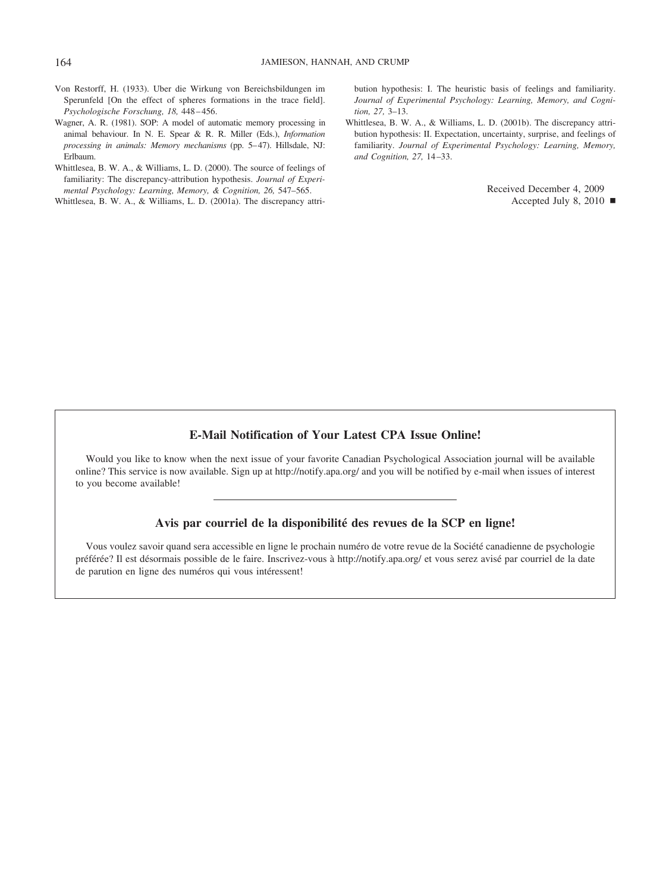Von Restorff, H. (1933). Uber die Wirkung von Bereichsbildungen im Sperunfeld [On the effect of spheres formations in the trace field]. *Psychologische Forschung, 18,* 448–456.

Wagner, A. R. (1981). SOP: A model of automatic memory processing in animal behaviour. In N. E. Spear & R. R. Miller (Eds.), *Information processing in animals: Memory mechanisms* (pp. 5–47). Hillsdale, NJ: Erlbaum.

Whittlesea, B. W. A., & Williams, L. D. (2000). The source of feelings of familiarity: The discrepancy-attribution hypothesis. *Journal of Experimental Psychology: Learning, Memory, & Cognition, 26,* 547–565.

Whittlesea, B. W. A., & Williams, L. D. (2001a). The discrepancy attribution hypothesis: I. The heuristic basis of feelings and familiarity. *Journal of Experimental Psychology: Learning, Memory, and Cognition, 27,* 3–13.

Whittlesea, B. W. A., & Williams, L. D. (2001b). The discrepancy attribution hypothesis: II. Expectation, uncertainty, surprise, and feelings of familiarity. *Journal of Experimental Psychology: Learning, Memory, and Cognition, 27,* 14–33.

Received December 4, 2009
Accepted July 8, 2010 ■

## E-Mail Notification of Your Latest CPA Issue Online!

Would you like to know when the next issue of your favorite Canadian Psychological Association journal will be available online? This service is now available. Sign up at http://notify.apa.org/ and you will be notified by e-mail when issues of interest to you become available!

## Avis par courriel de la disponibilité des revues de la SCP en ligne!

Vous voulez savoir quand sera accessible en ligne le prochain numéro de votre revue de la Société canadienne de psychologie préférée? Il est désormais possible de le faire. Inscrivez-vous à http://notify.apa.org/ et vous serez avisé par courriel de la date de parution en ligne des numéros qui vous intéressent!